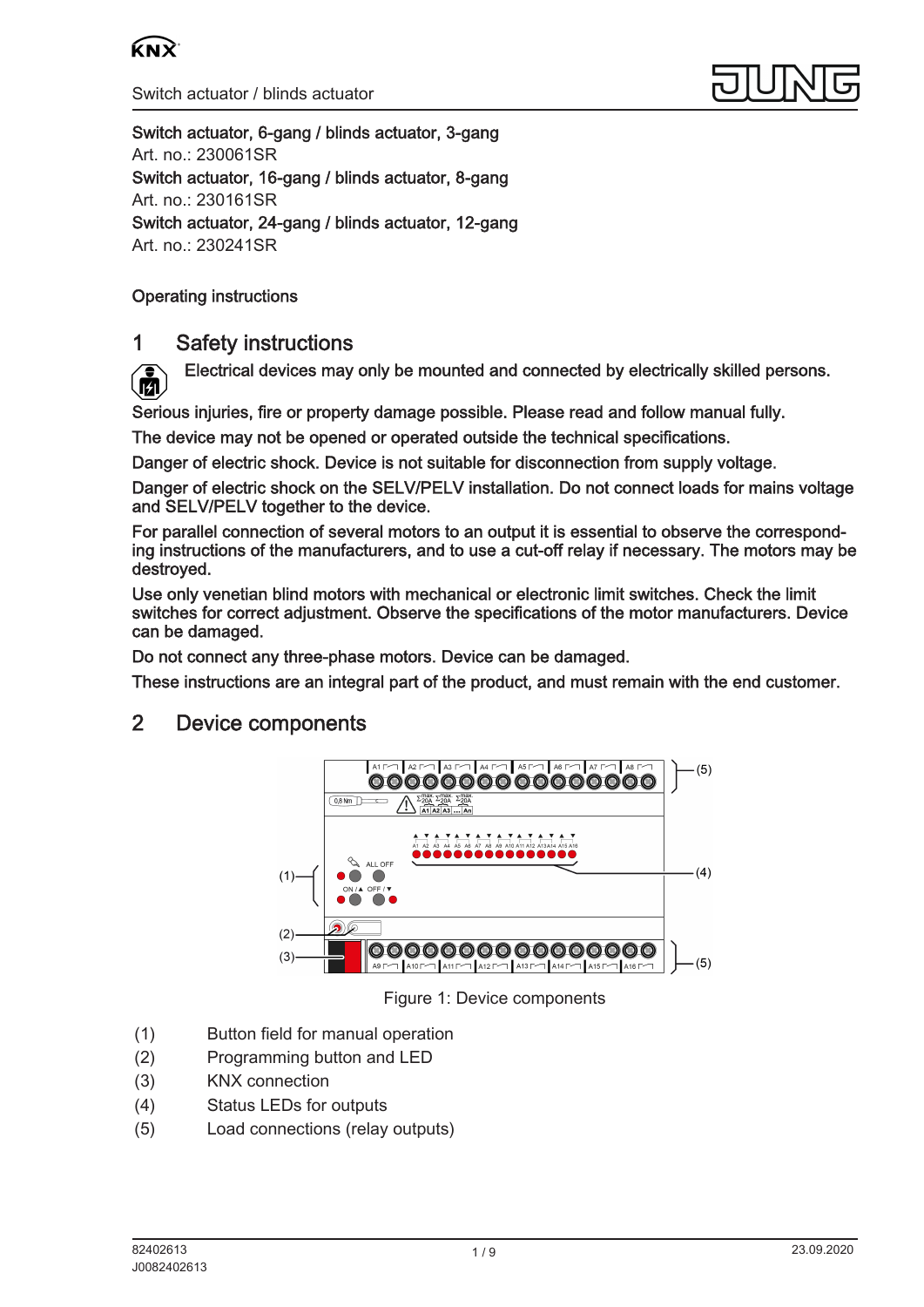Switch actuator, 6-gang / blinds actuator, 3-gang
Art. no.: 230061SR
Switch actuator, 16-gang / blinds actuator, 8-gang
Art. no.: 230161SR
Switch actuator, 24-gang / blinds actuator, 12-gang
Art. no.: 230241SR

Operating instructions

# 1 Safety instructions

Electrical devices may only be mounted and connected by electrically skilled persons.

Serious injuries, fire or property damage possible. Please read and follow manual fully.

The device may not be opened or operated outside the technical specifications.

Danger of electric shock. Device is not suitable for disconnection from supply voltage.

Danger of electric shock on the SELV/PELV installation. Do not connect loads for mains voltage and SELV/PELV together to the device.

For parallel connection of several motors to an output it is essential to observe the corresponding instructions of the manufacturers, and to use a cut-off relay if necessary. The motors may be destroyed.

Use only venetian blind motors with mechanical or electronic limit switches. Check the limit switches for correct adjustment. Observe the specifications of the motor manufacturers. Device can be damaged.

Do not connect any three-phase motors. Device can be damaged.

These instructions are an integral part of the product, and must remain with the end customer.

# 2 Device components

Figure 1: Device components

(1) Button field for manual operation
(2) Programming button and LED
(3) KNX connection
(4) Status LEDs for outputs
(5) Load connections (relay outputs)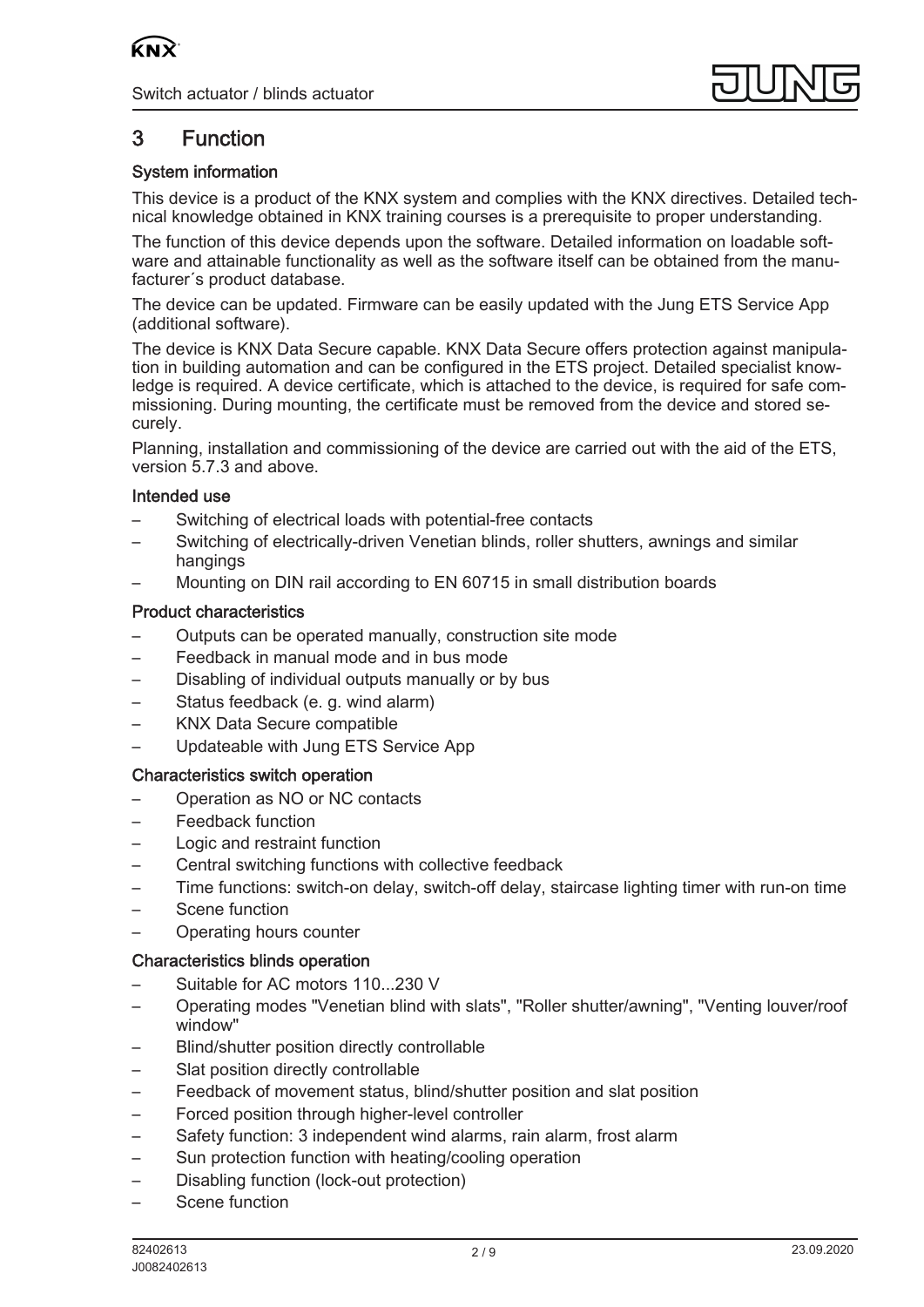# 3 Function

### System information

This device is a product of the KNX system and complies with the KNX directives. Detailed technical knowledge obtained in KNX training courses is a prerequisite to proper understanding.

The function of this device depends upon the software. Detailed information on loadable software and attainable functionality as well as the software itself can be obtained from the manufacturer´s product database.

The device can be updated. Firmware can be easily updated with the Jung ETS Service App (additional software).

The device is KNX Data Secure capable. KNX Data Secure offers protection against manipulation in building automation and can be configured in the ETS project. Detailed specialist knowledge is required. A device certificate, which is attached to the device, is required for safe commissioning. During mounting, the certificate must be removed from the device and stored securely.

Planning, installation and commissioning of the device are carried out with the aid of the ETS, version 5.7.3 and above.

### Intended use

- Switching of electrical loads with potential-free contacts
- Switching of electrically-driven Venetian blinds, roller shutters, awnings and similar hangings
- Mounting on DIN rail according to EN 60715 in small distribution boards

### Product characteristics

- Outputs can be operated manually, construction site mode
- Feedback in manual mode and in bus mode
- Disabling of individual outputs manually or by bus
- Status feedback (e. g. wind alarm)
- KNX Data Secure compatible
- Updateable with Jung ETS Service App

### Characteristics switch operation

- Operation as NO or NC contacts
- Feedback function
- Logic and restraint function
- Central switching functions with collective feedback
- Time functions: switch-on delay, switch-off delay, staircase lighting timer with run-on time
- Scene function
- Operating hours counter

### Characteristics blinds operation

- Suitable for AC motors 110...230 V
- Operating modes "Venetian blind with slats", "Roller shutter/awning", "Venting louver/roof window"
- Blind/shutter position directly controllable
- Slat position directly controllable
- Feedback of movement status, blind/shutter position and slat position
- Forced position through higher-level controller
- Safety function: 3 independent wind alarms, rain alarm, frost alarm
- Sun protection function with heating/cooling operation
- Disabling function (lock-out protection)
- Scene function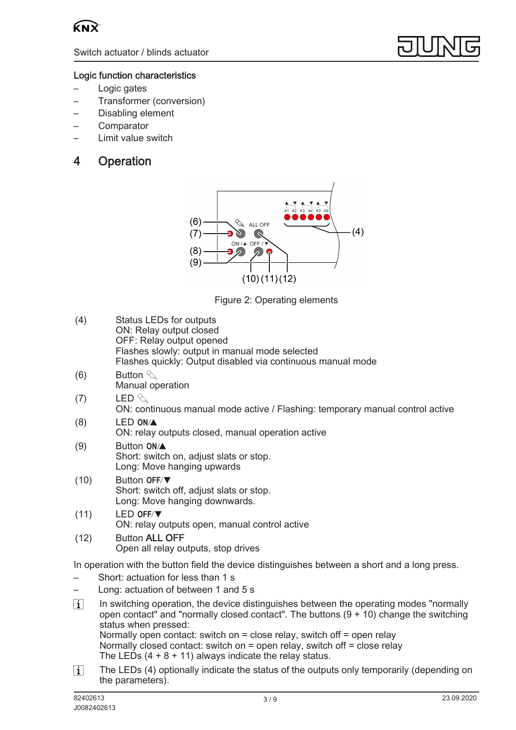## Logic function characteristics

- Logic gates
- Transformer (conversion)
- Disabling element
- Comparator
- Limit value switch

# 4 Operation

Figure 2: Operating elements

(4) Status LEDs for outputs
ON: Relay output closed
OFF: Relay output opened
Flashes slowly: output in manual mode selected
Flashes quickly: Output disabled via continuous manual mode

(6) Button ✎
Manual operation

(7) LED ✎
ON: continuous manual mode active / Flashing: temporary manual control active

(8) LED **ON/▲**
ON: relay outputs closed, manual operation active

(9) Button **ON/▲**
Short: switch on, adjust slats or stop.
Long: Move hanging upwards

(10) Button **OFF/▼**
Short: switch off, adjust slats or stop.
Long: Move hanging downwards.

(11) LED **OFF/▼**
ON: relay outputs open, manual control active

(12) Button **ALL OFF**
Open all relay outputs, stop drives

In operation with the button field the device distinguishes between a short and a long press.

- Short: actuation for less than 1 s
- Long: actuation of between 1 and 5 s

ℹ In switching operation, the device distinguishes between the operating modes "normally open contact" and "normally closed contact". The buttons (9 + 10) change the switching status when pressed:
Normally open contact: switch on = close relay, switch off = open relay
Normally closed contact: switch on = open relay, switch off = close relay
The LEDs (4 + 8 + 11) always indicate the relay status.

ℹ The LEDs (4) optionally indicate the status of the outputs only temporarily (depending on the parameters).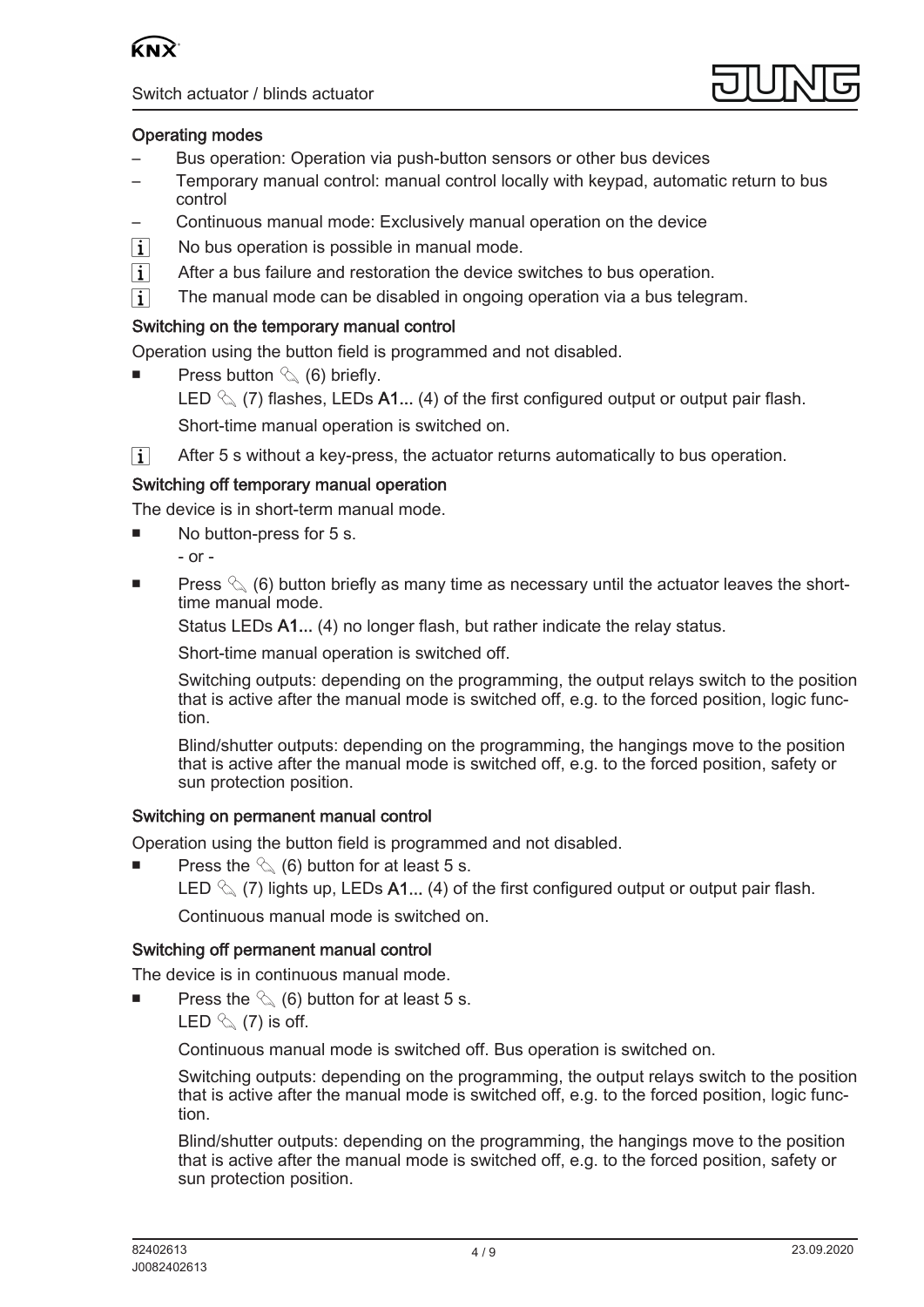### Operating modes

- Bus operation: Operation via push-button sensors or other bus devices
- Temporary manual control: manual control locally with keypad, automatic return to bus control
- Continuous manual mode: Exclusively manual operation on the device

**i** No bus operation is possible in manual mode.

**i** After a bus failure and restoration the device switches to bus operation.

**i** The manual mode can be disabled in ongoing operation via a bus telegram.

### Switching on the temporary manual control

Operation using the button field is programmed and not disabled.

- Press button ✎ (6) briefly.

  LED ✎ (7) flashes, LEDs **A1...** (4) of the first configured output or output pair flash.

  Short-time manual operation is switched on.

**i** After 5 s without a key-press, the actuator returns automatically to bus operation.

### Switching off temporary manual operation

The device is in short-term manual mode.

- No button-press for 5 s.

  \- or -

- Press ✎ (6) button briefly as many time as necessary until the actuator leaves the short-time manual mode.

  Status LEDs **A1...** (4) no longer flash, but rather indicate the relay status.

  Short-time manual operation is switched off.

  Switching outputs: depending on the programming, the output relays switch to the position that is active after the manual mode is switched off, e.g. to the forced position, logic function.

  Blind/shutter outputs: depending on the programming, the hangings move to the position that is active after the manual mode is switched off, e.g. to the forced position, safety or sun protection position.

### Switching on permanent manual control

Operation using the button field is programmed and not disabled.

- Press the ✎ (6) button for at least 5 s.

  LED ✎ (7) lights up, LEDs **A1...** (4) of the first configured output or output pair flash.

  Continuous manual mode is switched on.

### Switching off permanent manual control

The device is in continuous manual mode.

- Press the ✎ (6) button for at least 5 s.

  LED ✎ (7) is off.

  Continuous manual mode is switched off. Bus operation is switched on.

  Switching outputs: depending on the programming, the output relays switch to the position that is active after the manual mode is switched off, e.g. to the forced position, logic function.

  Blind/shutter outputs: depending on the programming, the hangings move to the position that is active after the manual mode is switched off, e.g. to the forced position, safety or sun protection position.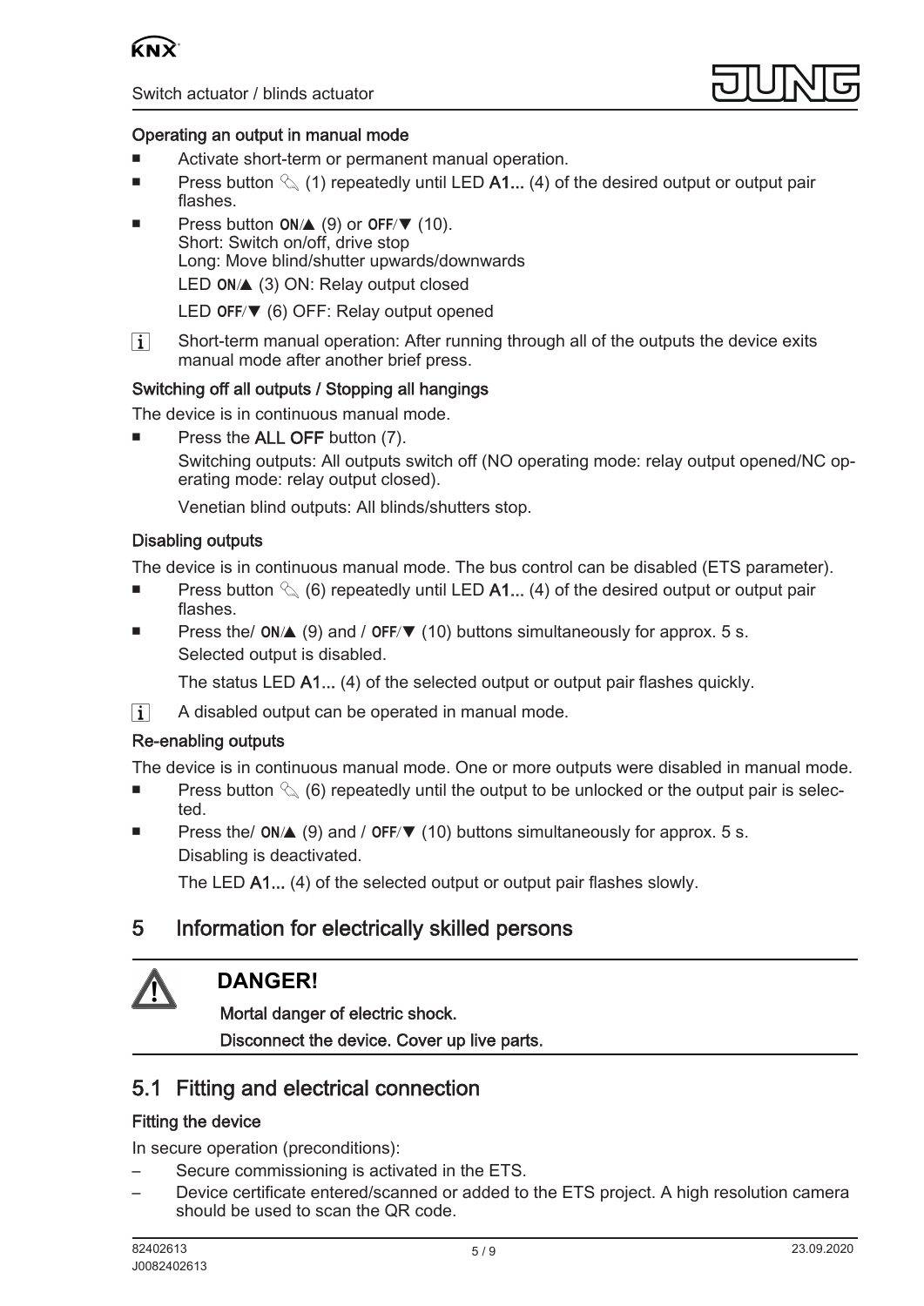### Operating an output in manual mode

- Activate short-term or permanent manual operation.
- Press button ✎ (1) repeatedly until LED **A1...** (4) of the desired output or output pair flashes.
- Press button ON/▲ (9) or OFF/▼ (10).
  Short: Switch on/off, drive stop
  Long: Move blind/shutter upwards/downwards
  LED ON/▲ (3) ON: Relay output closed
  LED OFF/▼ (6) OFF: Relay output opened

ℹ Short-term manual operation: After running through all of the outputs the device exits manual mode after another brief press.

### Switching off all outputs / Stopping all hangings

The device is in continuous manual mode.

- Press the **ALL OFF** button (7).
  Switching outputs: All outputs switch off (NO operating mode: relay output opened/NC operating mode: relay output closed).
  Venetian blind outputs: All blinds/shutters stop.

### Disabling outputs

The device is in continuous manual mode. The bus control can be disabled (ETS parameter).

- Press button ✎ (6) repeatedly until LED **A1...** (4) of the desired output or output pair flashes.
- Press the/ ON/▲ (9) and / OFF/▼ (10) buttons simultaneously for approx. 5 s.
  Selected output is disabled.
  The status LED **A1...** (4) of the selected output or output pair flashes quickly.

ℹ A disabled output can be operated in manual mode.

### Re-enabling outputs

The device is in continuous manual mode. One or more outputs were disabled in manual mode.

- Press button ✎ (6) repeatedly until the output to be unlocked or the output pair is selected.
- Press the/ ON/▲ (9) and / OFF/▼ (10) buttons simultaneously for approx. 5 s.
  Disabling is deactivated.
  The LED **A1...** (4) of the selected output or output pair flashes slowly.

# 5 Information for electrically skilled persons

⚠ **DANGER!**

**Mortal danger of electric shock.**

**Disconnect the device. Cover up live parts.**

## 5.1 Fitting and electrical connection

### Fitting the device

In secure operation (preconditions):

- Secure commissioning is activated in the ETS.
- Device certificate entered/scanned or added to the ETS project. A high resolution camera should be used to scan the QR code.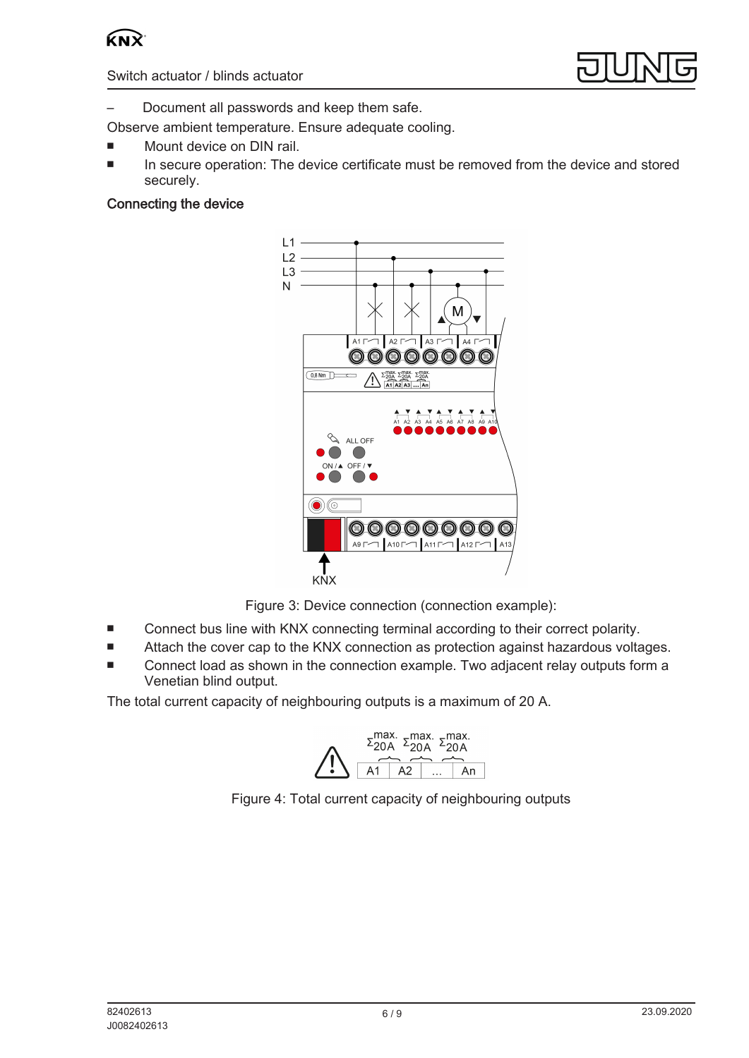– Document all passwords and keep them safe.

Observe ambient temperature. Ensure adequate cooling.

- Mount device on DIN rail.
- In secure operation: The device certificate must be removed from the device and stored securely.

### Connecting the device

Figure 3: Device connection (connection example):

- Connect bus line with KNX connecting terminal according to their correct polarity.
- Attach the cover cap to the KNX connection as protection against hazardous voltages.
- Connect load as shown in the connection example. Two adjacent relay outputs form a Venetian blind output.

The total current capacity of neighbouring outputs is a maximum of 20 A.

Figure 4: Total current capacity of neighbouring outputs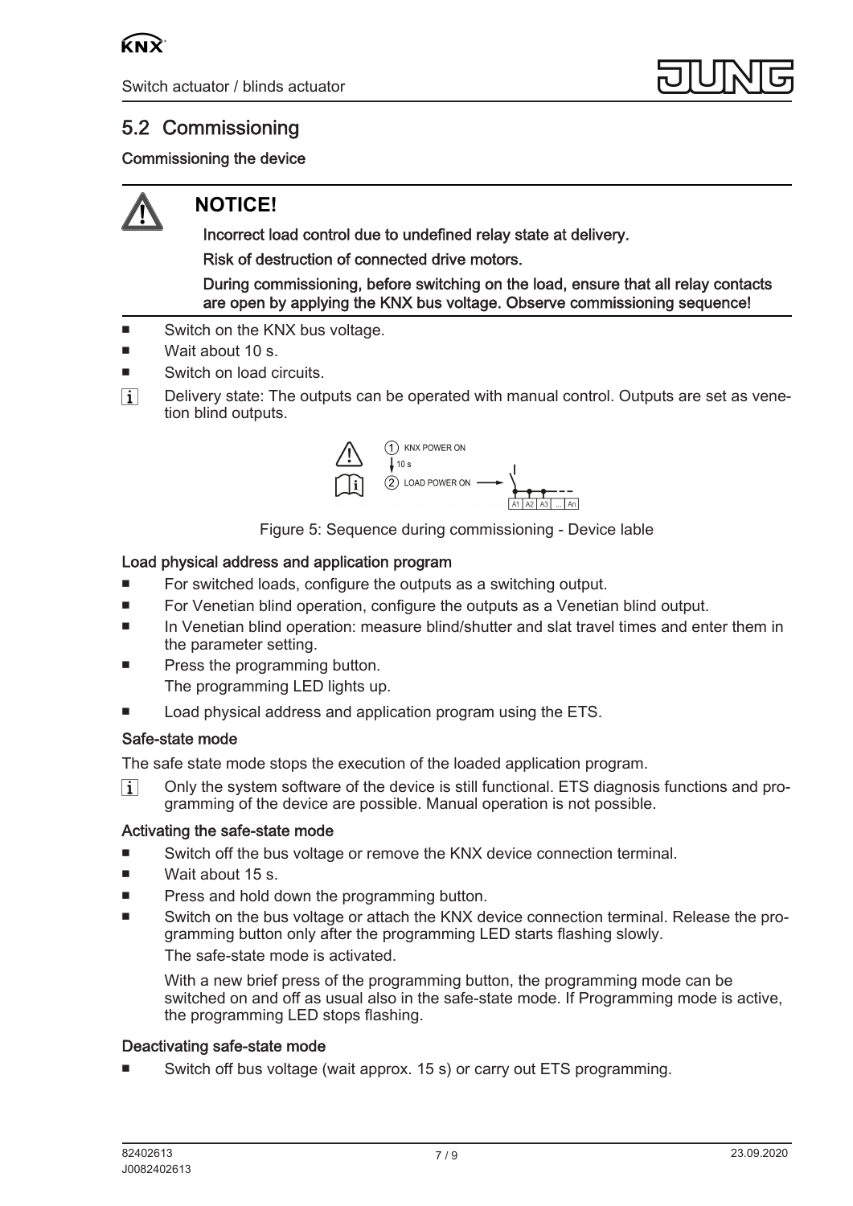## 5.2 Commissioning

### Commissioning the device

> **NOTICE!**
>
> **Incorrect load control due to undefined relay state at delivery.**
>
> **Risk of destruction of connected drive motors.**
>
> **During commissioning, before switching on the load, ensure that all relay contacts are open by applying the KNX bus voltage. Observe commissioning sequence!**

- Switch on the KNX bus voltage.
- Wait about 10 s.
- Switch on load circuits.

ℹ Delivery state: The outputs can be operated with manual control. Outputs are set as venetian blind outputs.

Figure 5: Sequence during commissioning - Device lable

### Load physical address and application program

- For switched loads, configure the outputs as a switching output.
- For Venetian blind operation, configure the outputs as a Venetian blind output.
- In Venetian blind operation: measure blind/shutter and slat travel times and enter them in the parameter setting.
- Press the programming button.

  The programming LED lights up.
- Load physical address and application program using the ETS.

### Safe-state mode

The safe state mode stops the execution of the loaded application program.

ℹ Only the system software of the device is still functional. ETS diagnosis functions and programming of the device are possible. Manual operation is not possible.

### Activating the safe-state mode

- Switch off the bus voltage or remove the KNX device connection terminal.
- Wait about 15 s.
- Press and hold down the programming button.
- Switch on the bus voltage or attach the KNX device connection terminal. Release the programming button only after the programming LED starts flashing slowly.

  The safe-state mode is activated.

  With a new brief press of the programming button, the programming mode can be switched on and off as usual also in the safe-state mode. If Programming mode is active, the programming LED stops flashing.

### Deactivating safe-state mode

- Switch off bus voltage (wait approx. 15 s) or carry out ETS programming.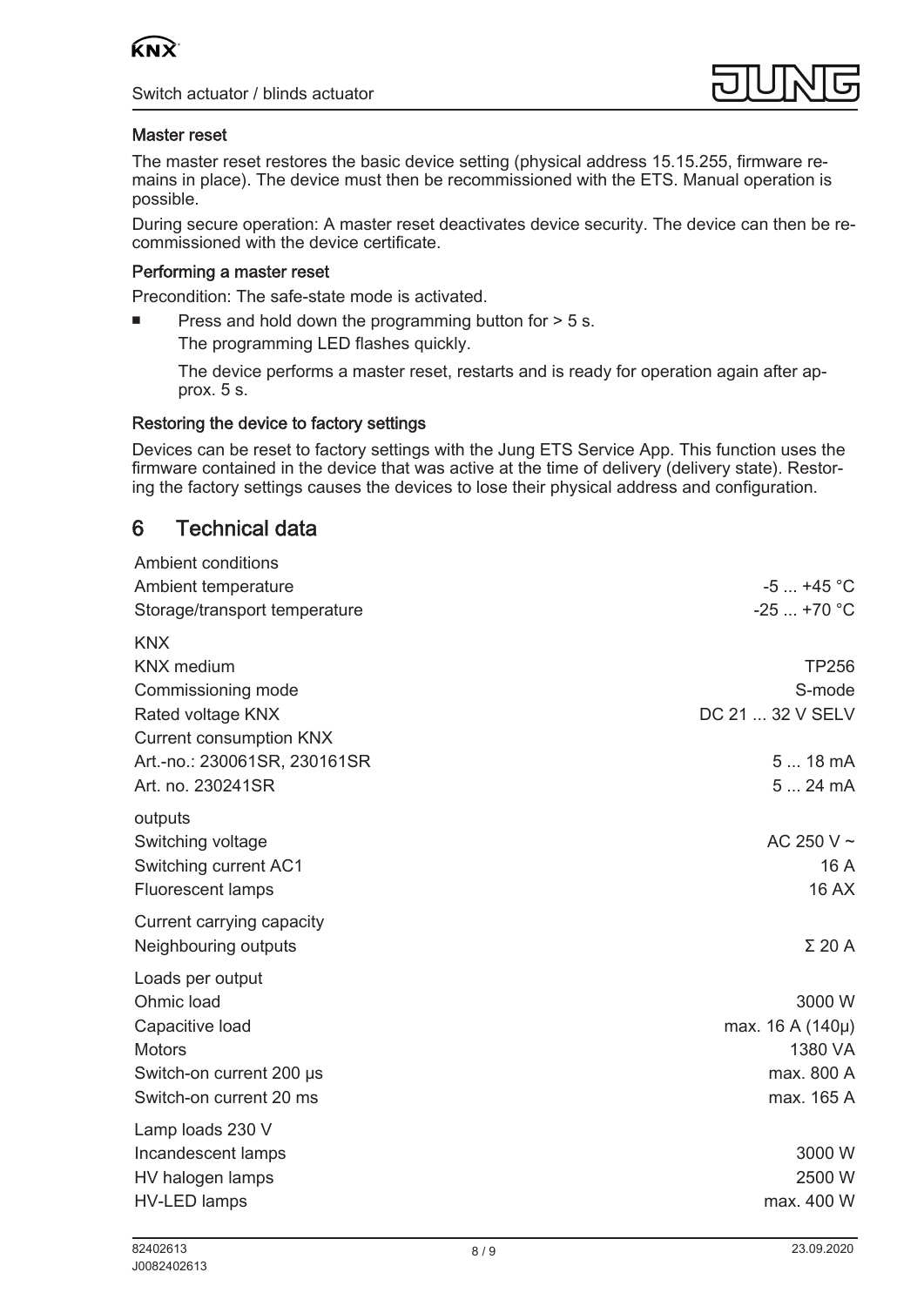### Master reset

The master reset restores the basic device setting (physical address 15.15.255, firmware remains in place). The device must then be recommissioned with the ETS. Manual operation is possible.

During secure operation: A master reset deactivates device security. The device can then be recommissioned with the device certificate.

### Performing a master reset

Precondition: The safe-state mode is activated.

- Press and hold down the programming button for > 5 s.

  The programming LED flashes quickly.

  The device performs a master reset, restarts and is ready for operation again after approx. 5 s.

### Restoring the device to factory settings

Devices can be reset to factory settings with the Jung ETS Service App. This function uses the firmware contained in the device that was active at the time of delivery (delivery state). Restoring the factory settings causes the devices to lose their physical address and configuration.

## 6 Technical data

| | |
|---|---|
| Ambient conditions | |
| Ambient temperature | -5 ... +45 °C |
| Storage/transport temperature | -25 ... +70 °C |
| KNX | |
| KNX medium | TP256 |
| Commissioning mode | S-mode |
| Rated voltage KNX | DC 21 ... 32 V SELV |
| Current consumption KNX | |
| Art.-no.: 230061SR, 230161SR | 5 ... 18 mA |
| Art. no. 230241SR | 5 ... 24 mA |
| outputs | |
| Switching voltage | AC 250 V ~ |
| Switching current AC1 | 16 A |
| Fluorescent lamps | 16 AX |
| Current carrying capacity | |
| Neighbouring outputs | Σ 20 A |
| Loads per output | |
| Ohmic load | 3000 W |
| Capacitive load | max. 16 A (140µ) |
| Motors | 1380 VA |
| Switch-on current 200 µs | max. 800 A |
| Switch-on current 20 ms | max. 165 A |
| Lamp loads 230 V | |
| Incandescent lamps | 3000 W |
| HV halogen lamps | 2500 W |
| HV-LED lamps | max. 400 W |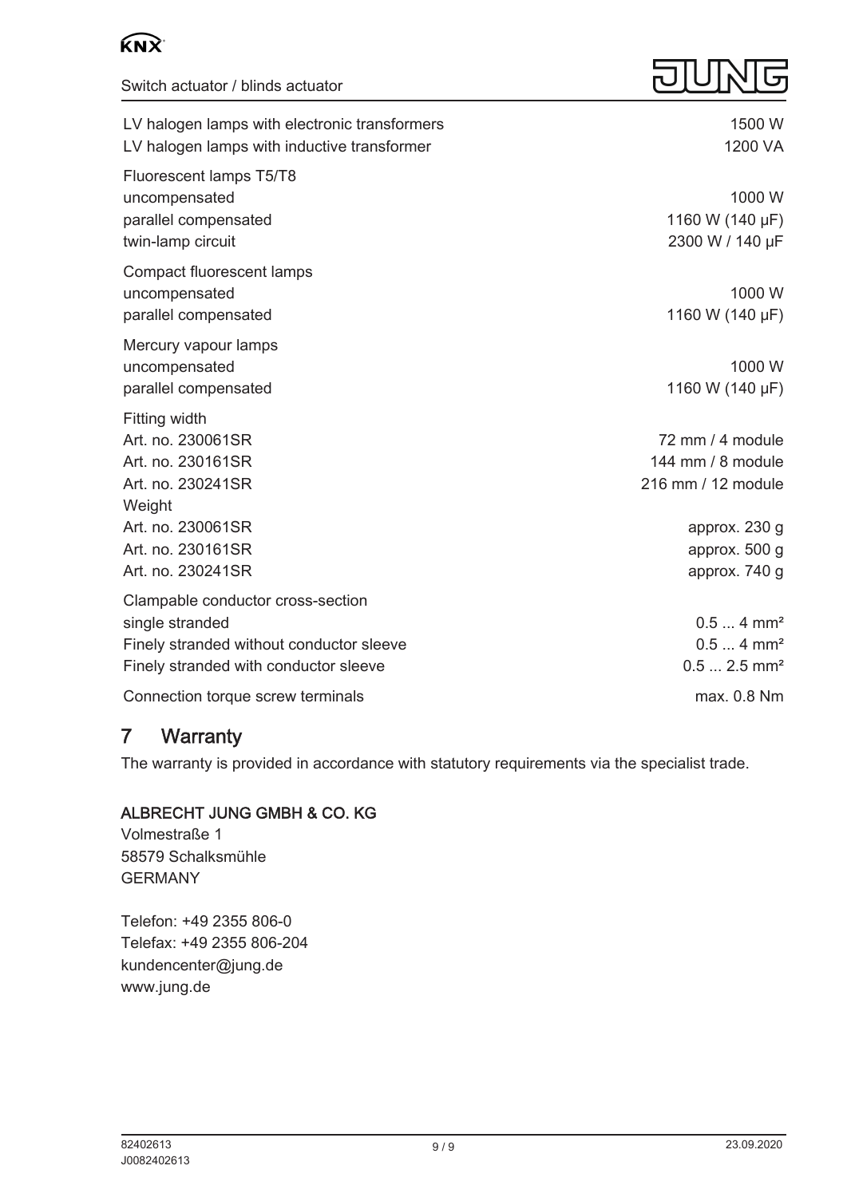| | |
|---|---|
| LV halogen lamps with electronic transformers | 1500 W |
| LV halogen lamps with inductive transformer | 1200 VA |
| Fluorescent lamps T5/T8 | |
| uncompensated | 1000 W |
| parallel compensated | 1160 W (140 µF) |
| twin-lamp circuit | 2300 W / 140 µF |
| Compact fluorescent lamps | |
| uncompensated | 1000 W |
| parallel compensated | 1160 W (140 µF) |
| Mercury vapour lamps | |
| uncompensated | 1000 W |
| parallel compensated | 1160 W (140 µF) |
| Fitting width | |
| Art. no. 230061SR | 72 mm / 4 module |
| Art. no. 230161SR | 144 mm / 8 module |
| Art. no. 230241SR | 216 mm / 12 module |
| Weight | |
| Art. no. 230061SR | approx. 230 g |
| Art. no. 230161SR | approx. 500 g |
| Art. no. 230241SR | approx. 740 g |
| Clampable conductor cross-section | |
| single stranded | 0.5 ... 4 mm² |
| Finely stranded without conductor sleeve | 0.5 ... 4 mm² |
| Finely stranded with conductor sleeve | 0.5 ... 2.5 mm² |
| Connection torque screw terminals | max. 0.8 Nm |

## 7 Warranty

The warranty is provided in accordance with statutory requirements via the specialist trade.

**ALBRECHT JUNG GMBH & CO. KG**
Volmestraße 1
58579 Schalksmühle
GERMANY

Telefon: +49 2355 806-0
Telefax: +49 2355 806-204
kundencenter@jung.de
www.jung.de